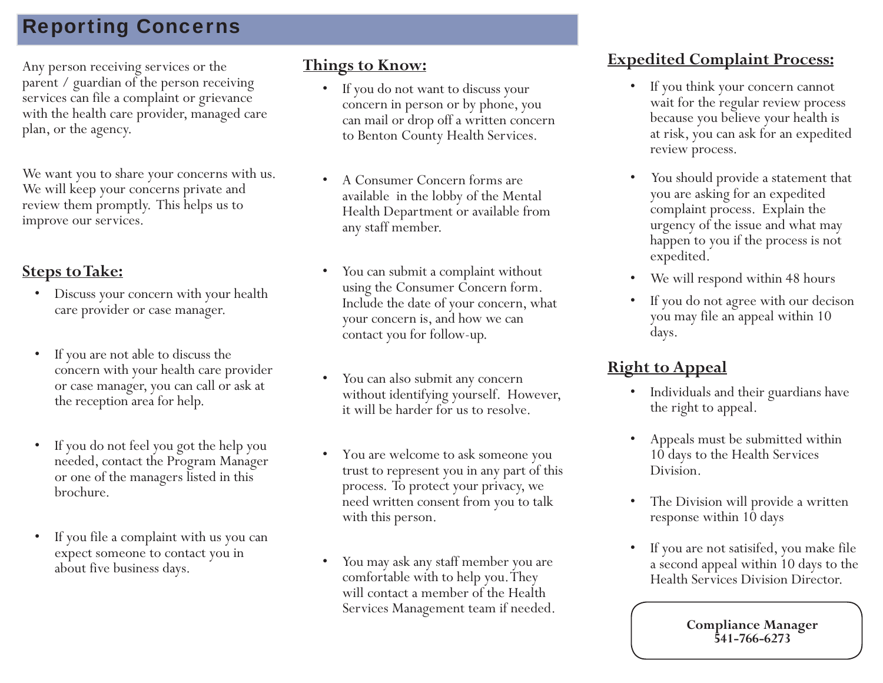# Reporting Concerns

Any person receiving services or the parent / guardian of the person receiving services can file a complaint or grievance with the health care provider, managed care plan, or the agency.

We want you to share your concerns with us. We will keep your concerns private and review them promptly. This helps us to improve our services.

## Steps to Take:

- Discuss your concern with your health care provider or case manager.
- If you are not able to discuss the concern with your health care provider or case manager, you can call or ask at the reception area for help.
- If you do not feel you got the help you needed, contact the Program Manager or one of the managers listed in this brochure.
- If you file a complaint with us you can expect someone to contact you in about five business days.

## Things to Know:

- If you do not want to discuss your concern in person or by phone, you can mail or drop off a written concern to Benton County Health Services.
- A Consumer Concern forms are available in the lobby of the Mental Health Department or available from any staff member.
- You can submit a complaint without using the Consumer Concern form. Include the date of your concern, what your concern is, and how we can contact you for follow-up.
- You can also submit any concern without identifying yourself. However, it will be harder for us to resolve.
- You are welcome to ask someone you trust to represent you in any part of this process. To protect your privacy, we need written consent from you to talk with this person.
- You may ask any staff member you are comfortable with to help you. They will contact a member of the Health Services Management team if needed.

## Expedited Complaint Process:

- If you think your concern cannot wait for the regular review process because you believe your health is at risk, you can ask for an expedited review process.
- You should provide a statement that you are asking for an expedited complaint process. Explain the urgency of the issue and what may happen to you if the process is not expedited.
- We will respond within 48 hours
- If you do not agree with our decison you may file an appeal within 10 days.

## Right to Appeal

- Individuals and their guardians have the right to appeal.
- Appeals must be submitted within 10 days to the Health Services Division.
- The Division will provide a written response within 10 days
- If you are not satisifed, you make file a second appeal within 10 days to the Health Services Division Director.

**Compliance Manager**
**541-766-6273**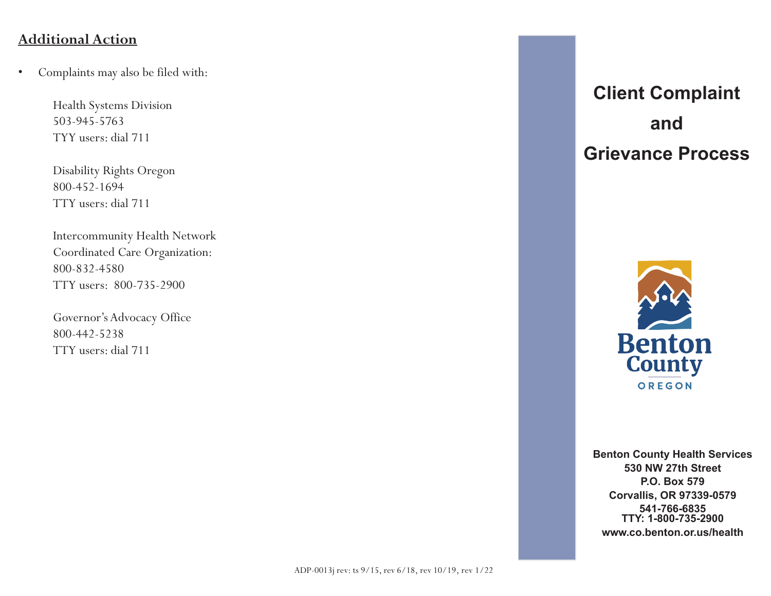## Additional Action

- Complaints may also be filed with:

  Health Systems Division
  503-945-5763
  TYY users: dial 711

  Disability Rights Oregon
  800-452-1694
  TTY users: dial 711

  Intercommunity Health Network
  Coordinated Care Organization:
  800-832-4580
  TTY users: 800-735-2900

  Governor's Advocacy Office
  800-442-5238
  TTY users: dial 711

ADP-0013j rev: ts 9/15, rev 6/18, rev 10/19, rev 1/22

# Client Complaint and Grievance Process

Benton County
OREGON

**Benton County Health Services**
**530 NW 27th Street**
**P.O. Box 579**
**Corvallis, OR 97339-0579**
**541-766-6835**
**TTY: 1-800-735-2900**
**www.co.benton.or.us/health**